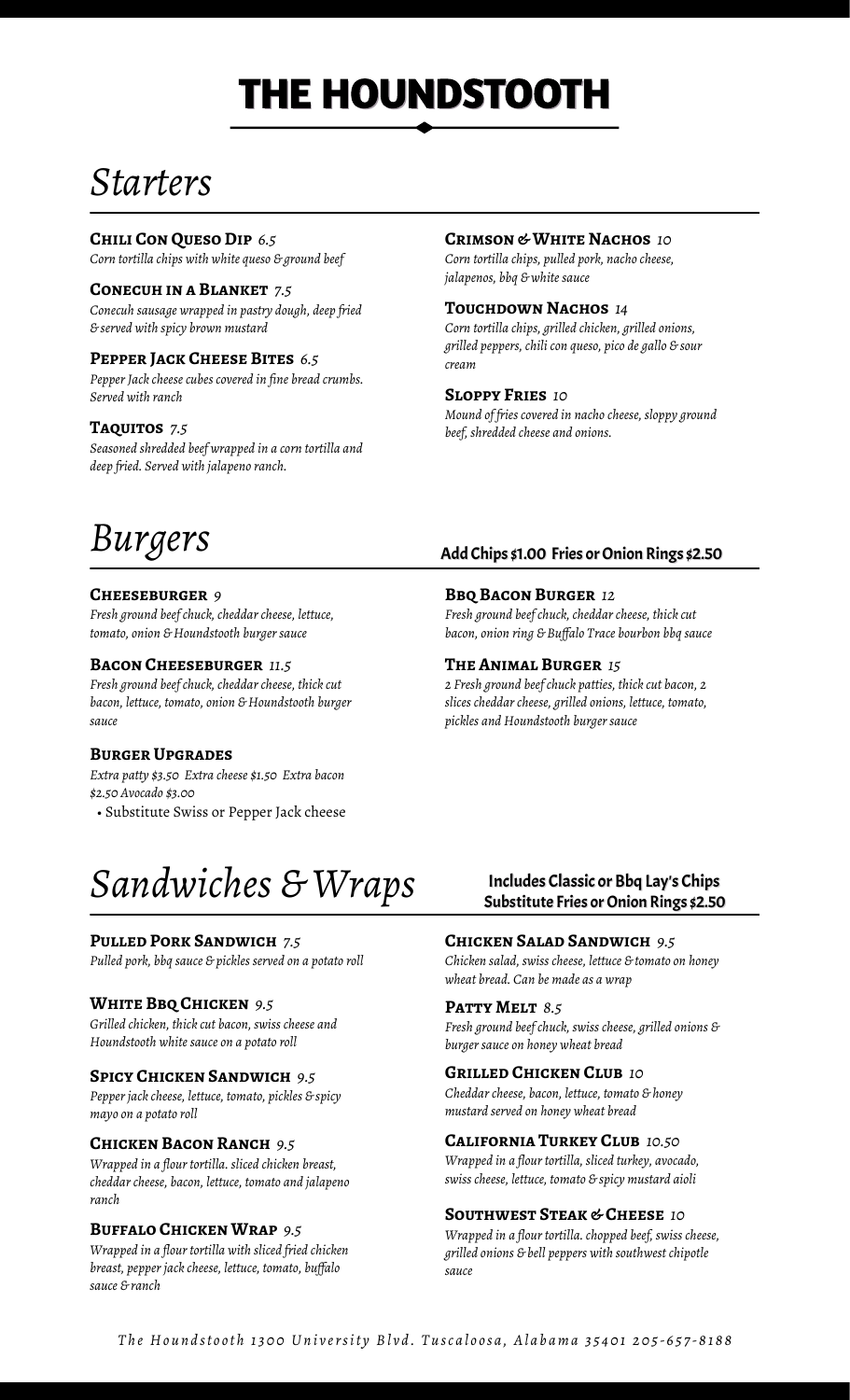# THE HOUNDSTOOTH

## *Starters*

**Chili Con Queso Dip** *6.5*
*Corn tortilla chips with white queso & ground beef*

**Conecuh in a Blanket** *7.5*
*Conecuh sausage wrapped in pastry dough, deep fried & served with spicy brown mustard*

**Pepper Jack Cheese Bites** *6.5*
*Pepper Jack cheese cubes covered in fine bread crumbs. Served with ranch*

**Taquitos** *7.5*
*Seasoned shredded beef wrapped in a corn tortilla and deep fried. Served with jalapeno ranch.*

**Crimson & White Nachos** *10*
*Corn tortilla chips, pulled pork, nacho cheese, jalapenos, bbq & white sauce*

**Touchdown Nachos** *14*
*Corn tortilla chips, grilled chicken, grilled onions, grilled peppers, chili con queso, pico de gallo & sour cream*

**Sloppy Fries** *10*
*Mound of fries covered in nacho cheese, sloppy ground beef, shredded cheese and onions.*

## *Burgers*

**Add Chips $1.00 Fries or Onion Rings $2.50**

**Cheeseburger** *9*
*Fresh ground beef chuck, cheddar cheese, lettuce, tomato, onion & Houndstooth burger sauce*

**Bacon Cheeseburger** *11.5*
*Fresh ground beef chuck, cheddar cheese, thick cut bacon, lettuce, tomato, onion & Houndstooth burger sauce*

**Burger Upgrades**
*Extra patty $3.50 Extra cheese $1.50 Extra bacon $2.50 Avocado $3.00*
- Substitute Swiss or Pepper Jack cheese

**BBQ Bacon Burger** *12*
*Fresh ground beef chuck, cheddar cheese, thick cut bacon, onion ring & Buffalo Trace bourbon bbq sauce*

**The Animal Burger** *15*
*2 Fresh ground beef chuck patties, thick cut bacon, 2 slices cheddar cheese, grilled onions, lettuce, tomato, pickles and Houndstooth burger sauce*

## *Sandwiches & Wraps*

**Includes Classic or Bbq Lay's Chips**
**Substitute Fries or Onion Rings $2.50**

**Pulled Pork Sandwich** *7.5*
*Pulled pork, bbq sauce & pickles served on a potato roll*

**White BBQ Chicken** *9.5*
*Grilled chicken, thick cut bacon, swiss cheese and Houndstooth white sauce on a potato roll*

**Spicy Chicken Sandwich** *9.5*
*Pepper jack cheese, lettuce, tomato, pickles & spicy mayo on a potato roll*

**Chicken Bacon Ranch** *9.5*
*Wrapped in a flour tortilla. sliced chicken breast, cheddar cheese, bacon, lettuce, tomato and jalapeno ranch*

**Buffalo Chicken Wrap** *9.5*
*Wrapped in a flour tortilla with sliced fried chicken breast, pepper jack cheese, lettuce, tomato, buffalo sauce & ranch*

**Chicken Salad Sandwich** *9.5*
*Chicken salad, swiss cheese, lettuce & tomato on honey wheat bread. Can be made as a wrap*

**Patty Melt** *8.5*
*Fresh ground beef chuck, swiss cheese, grilled onions & burger sauce on honey wheat bread*

**Grilled Chicken Club** *10*
*Cheddar cheese, bacon, lettuce, tomato & honey mustard served on honey wheat bread*

**California Turkey Club** *10.50*
*Wrapped in a flour tortilla, sliced turkey, avocado, swiss cheese, lettuce, tomato & spicy mustard aioli*

**Southwest Steak & Cheese** *10*
*Wrapped in a flour tortilla. chopped beef, swiss cheese, grilled onions & bell peppers with southwest chipotle sauce*

*The Houndstooth 1300 University Blvd. Tuscaloosa, Alabama 35401 205-657-8188*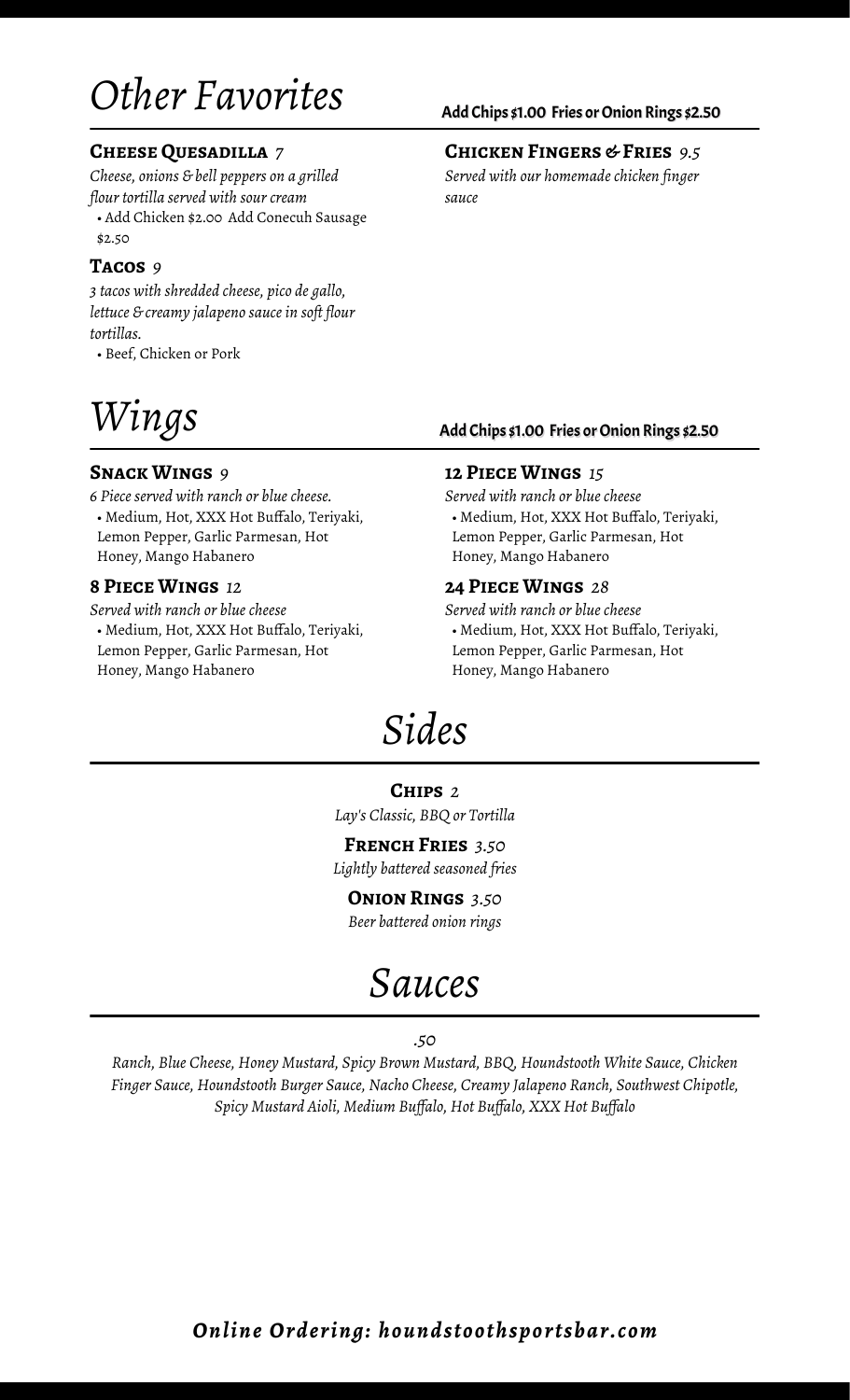# Other Favorites

**Add Chips $1.00 Fries or Onion Rings $2.50**

### Cheese Quesadilla *7*

*Cheese, onions & bell peppers on a grilled flour tortilla served with sour cream*

- Add Chicken $2.00 Add Conecuh Sausage $2.50

### Tacos *9*

*3 tacos with shredded cheese, pico de gallo, lettuce & creamy jalapeno sauce in soft flour tortillas.*

- Beef, Chicken or Pork

### Chicken Fingers & Fries *9.5*

*Served with our homemade chicken finger sauce*

# Wings

**Add Chips $1.00 Fries or Onion Rings $2.50**

### Snack Wings *9*

*6 Piece served with ranch or blue cheese.*

- Medium, Hot, XXX Hot Buffalo, Teriyaki, Lemon Pepper, Garlic Parmesan, Hot Honey, Mango Habanero

### 8 Piece Wings *12*

*Served with ranch or blue cheese*

- Medium, Hot, XXX Hot Buffalo, Teriyaki, Lemon Pepper, Garlic Parmesan, Hot Honey, Mango Habanero

### 12 Piece Wings *15*

*Served with ranch or blue cheese*

- Medium, Hot, XXX Hot Buffalo, Teriyaki, Lemon Pepper, Garlic Parmesan, Hot Honey, Mango Habanero

### 24 Piece Wings *28*

*Served with ranch or blue cheese*

- Medium, Hot, XXX Hot Buffalo, Teriyaki, Lemon Pepper, Garlic Parmesan, Hot Honey, Mango Habanero

# Sides

### Chips *2*

*Lay's Classic, BBQ or Tortilla*

### French Fries *3.50*

*Lightly battered seasoned fries*

### Onion Rings *3.50*

*Beer battered onion rings*

# Sauces

*.50*

*Ranch, Blue Cheese, Honey Mustard, Spicy Brown Mustard, BBQ, Houndstooth White Sauce, Chicken Finger Sauce, Houndstooth Burger Sauce, Nacho Cheese, Creamy Jalapeno Ranch, Southwest Chipotle, Spicy Mustard Aioli, Medium Buffalo, Hot Buffalo, XXX Hot Buffalo*

***Online Ordering: houndstoothsportsbar.com***